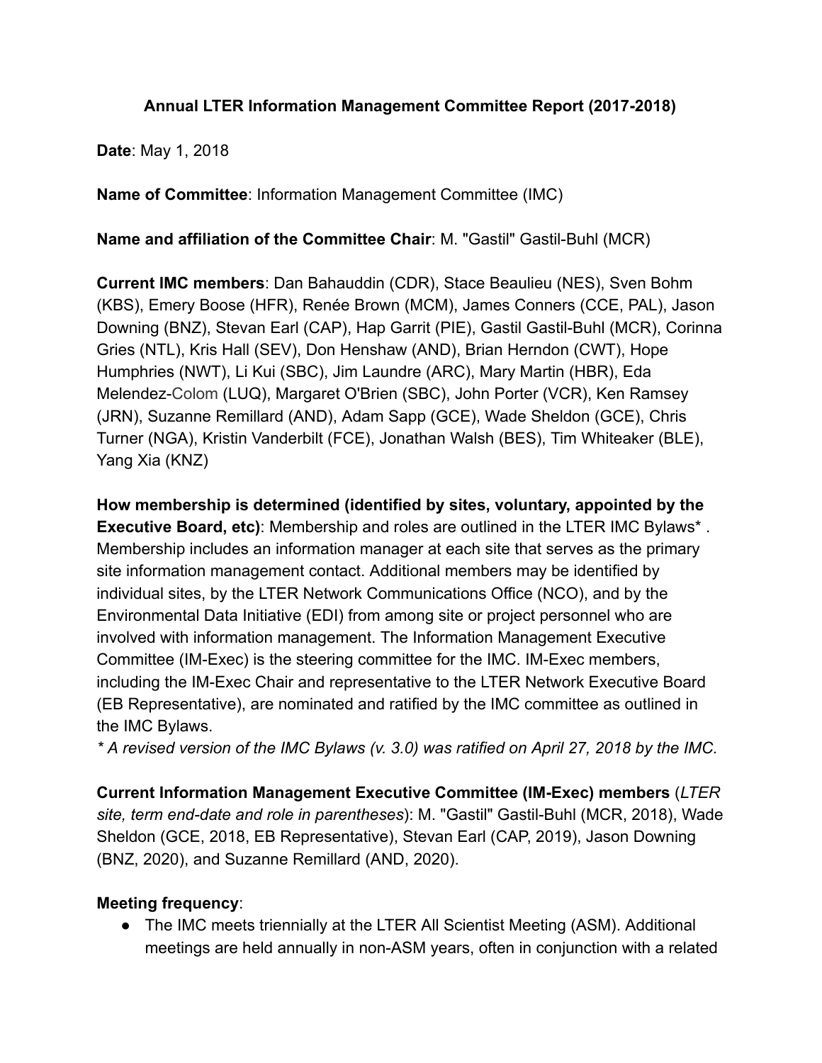# Annual LTER Information Management Committee Report (2017-2018)

**Date**: May 1, 2018

**Name of Committee**: Information Management Committee (IMC)

**Name and affiliation of the Committee Chair**: M. "Gastil" Gastil-Buhl (MCR)

**Current IMC members**: Dan Bahauddin (CDR), Stace Beaulieu (NES), Sven Bohm (KBS), Emery Boose (HFR), Renée Brown (MCM), James Conners (CCE, PAL), Jason Downing (BNZ), Stevan Earl (CAP), Hap Garrit (PIE), Gastil Gastil-Buhl (MCR), Corinna Gries (NTL), Kris Hall (SEV), Don Henshaw (AND), Brian Herndon (CWT), Hope Humphries (NWT), Li Kui (SBC), Jim Laundre (ARC), Mary Martin (HBR), Eda Melendez-Colom (LUQ), Margaret O'Brien (SBC), John Porter (VCR), Ken Ramsey (JRN), Suzanne Remillard (AND), Adam Sapp (GCE), Wade Sheldon (GCE), Chris Turner (NGA), Kristin Vanderbilt (FCE), Jonathan Walsh (BES), Tim Whiteaker (BLE), Yang Xia (KNZ)

**How membership is determined (identified by sites, voluntary, appointed by the Executive Board, etc)**: Membership and roles are outlined in the LTER IMC Bylaws* . Membership includes an information manager at each site that serves as the primary site information management contact. Additional members may be identified by individual sites, by the LTER Network Communications Office (NCO), and by the Environmental Data Initiative (EDI) from among site or project personnel who are involved with information management. The Information Management Executive Committee (IM-Exec) is the steering committee for the IMC. IM-Exec members, including the IM-Exec Chair and representative to the LTER Network Executive Board (EB Representative), are nominated and ratified by the IMC committee as outlined in the IMC Bylaws.

*\* A revised version of the IMC Bylaws (v. 3.0) was ratified on April 27, 2018 by the IMC.*

**Current Information Management Executive Committee (IM-Exec) members** (*LTER site, term end-date and role in parentheses*): M. "Gastil" Gastil-Buhl (MCR, 2018), Wade Sheldon (GCE, 2018, EB Representative), Stevan Earl (CAP, 2019), Jason Downing (BNZ, 2020), and Suzanne Remillard (AND, 2020).

**Meeting frequency**:

- The IMC meets triennially at the LTER All Scientist Meeting (ASM). Additional meetings are held annually in non-ASM years, often in conjunction with a related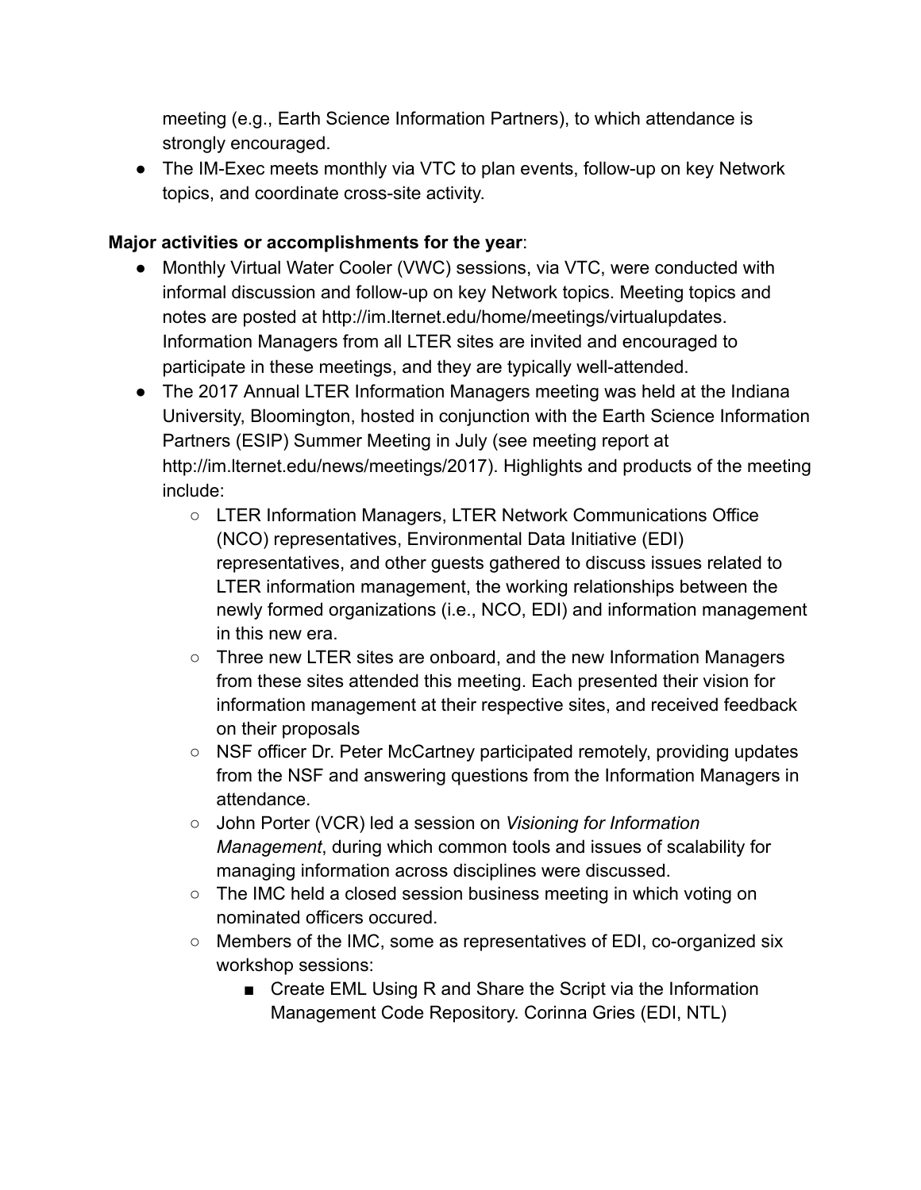meeting (e.g., Earth Science Information Partners), to which attendance is strongly encouraged.

- The IM-Exec meets monthly via VTC to plan events, follow-up on key Network topics, and coordinate cross-site activity.

**Major activities or accomplishments for the year**:

- Monthly Virtual Water Cooler (VWC) sessions, via VTC, were conducted with informal discussion and follow-up on key Network topics. Meeting topics and notes are posted at http://im.lternet.edu/home/meetings/virtualupdates. Information Managers from all LTER sites are invited and encouraged to participate in these meetings, and they are typically well-attended.
- The 2017 Annual LTER Information Managers meeting was held at the Indiana University, Bloomington, hosted in conjunction with the Earth Science Information Partners (ESIP) Summer Meeting in July (see meeting report at http://im.lternet.edu/news/meetings/2017). Highlights and products of the meeting include:
    - LTER Information Managers, LTER Network Communications Office (NCO) representatives, Environmental Data Initiative (EDI) representatives, and other guests gathered to discuss issues related to LTER information management, the working relationships between the newly formed organizations (i.e., NCO, EDI) and information management in this new era.
    - Three new LTER sites are onboard, and the new Information Managers from these sites attended this meeting. Each presented their vision for information management at their respective sites, and received feedback on their proposals
    - NSF officer Dr. Peter McCartney participated remotely, providing updates from the NSF and answering questions from the Information Managers in attendance.
    - John Porter (VCR) led a session on *Visioning for Information Management*, during which common tools and issues of scalability for managing information across disciplines were discussed.
    - The IMC held a closed session business meeting in which voting on nominated officers occured.
    - Members of the IMC, some as representatives of EDI, co-organized six workshop sessions:
        - Create EML Using R and Share the Script via the Information Management Code Repository. Corinna Gries (EDI, NTL)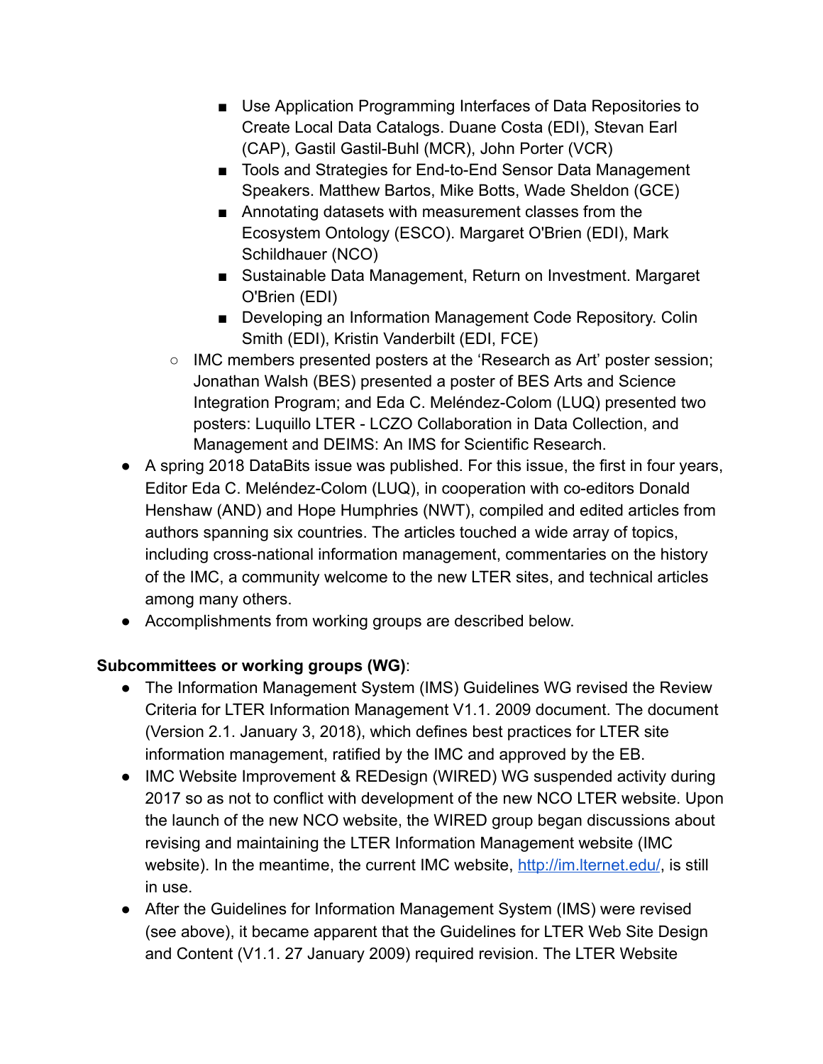- Use Application Programming Interfaces of Data Repositories to Create Local Data Catalogs. Duane Costa (EDI), Stevan Earl (CAP), Gastil Gastil-Buhl (MCR), John Porter (VCR)
        - Tools and Strategies for End-to-End Sensor Data Management Speakers. Matthew Bartos, Mike Botts, Wade Sheldon (GCE)
        - Annotating datasets with measurement classes from the Ecosystem Ontology (ESCO). Margaret O'Brien (EDI), Mark Schildhauer (NCO)
        - Sustainable Data Management, Return on Investment. Margaret O'Brien (EDI)
        - Developing an Information Management Code Repository. Colin Smith (EDI), Kristin Vanderbilt (EDI, FCE)
    - IMC members presented posters at the 'Research as Art' poster session; Jonathan Walsh (BES) presented a poster of BES Arts and Science Integration Program; and Eda C. Meléndez-Colom (LUQ) presented two posters: Luquillo LTER - LCZO Collaboration in Data Collection, and Management and DEIMS: An IMS for Scientific Research.
- A spring 2018 DataBits issue was published. For this issue, the first in four years, Editor Eda C. Meléndez-Colom (LUQ), in cooperation with co-editors Donald Henshaw (AND) and Hope Humphries (NWT), compiled and edited articles from authors spanning six countries. The articles touched a wide array of topics, including cross-national information management, commentaries on the history of the IMC, a community welcome to the new LTER sites, and technical articles among many others.
- Accomplishments from working groups are described below.

**Subcommittees or working groups (WG)**:

- The Information Management System (IMS) Guidelines WG revised the Review Criteria for LTER Information Management V1.1. 2009 document. The document (Version 2.1. January 3, 2018), which defines best practices for LTER site information management, ratified by the IMC and approved by the EB.
- IMC Website Improvement & REDesign (WIRED) WG suspended activity during 2017 so as not to conflict with development of the new NCO LTER website. Upon the launch of the new NCO website, the WIRED group began discussions about revising and maintaining the LTER Information Management website (IMC website). In the meantime, the current IMC website, [http://im.lternet.edu/](http://im.lternet.edu/), is still in use.
- After the Guidelines for Information Management System (IMS) were revised (see above), it became apparent that the Guidelines for LTER Web Site Design and Content (V1.1. 27 January 2009) required revision. The LTER Website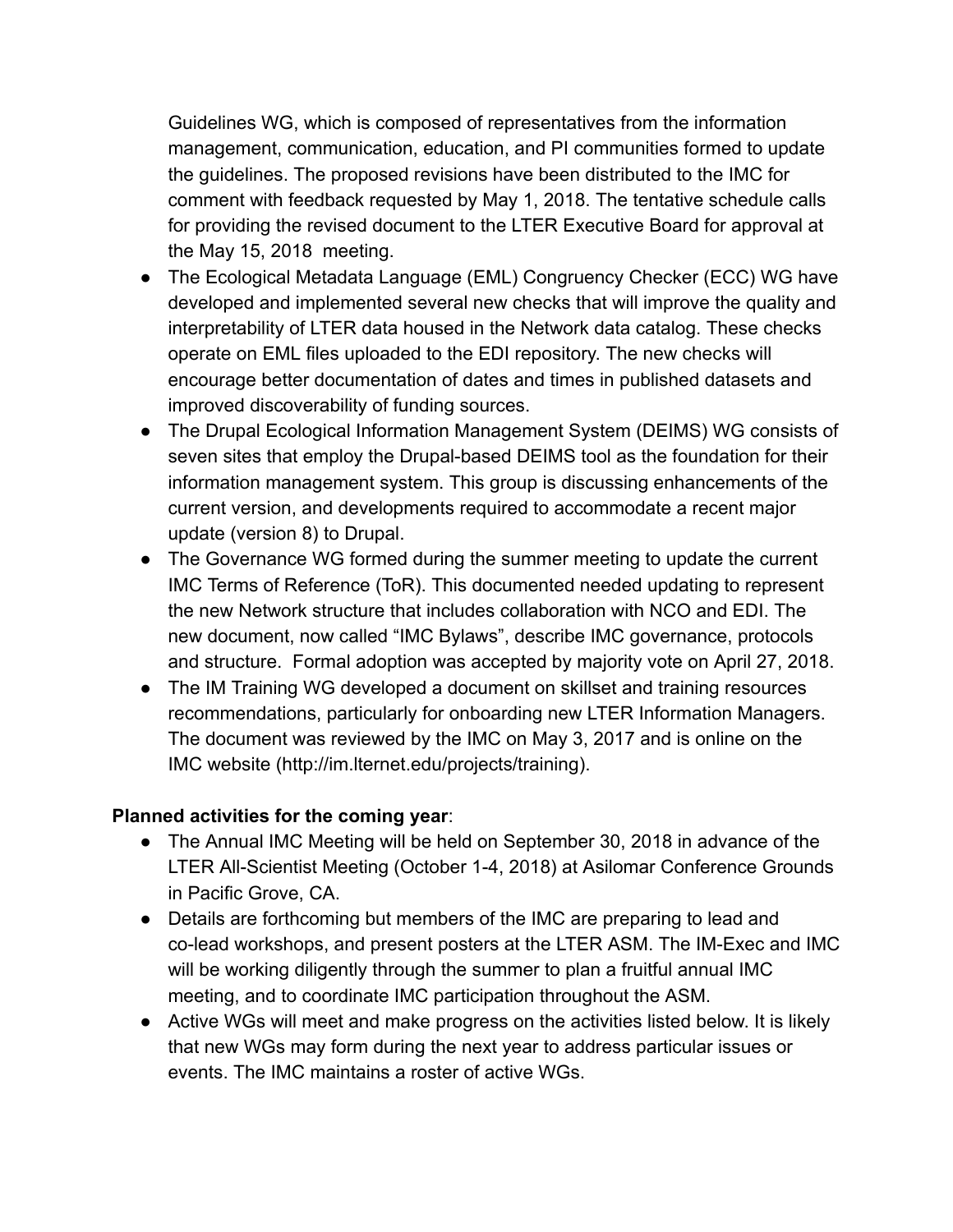Guidelines WG, which is composed of representatives from the information management, communication, education, and PI communities formed to update the guidelines. The proposed revisions have been distributed to the IMC for comment with feedback requested by May 1, 2018. The tentative schedule calls for providing the revised document to the LTER Executive Board for approval at the May 15, 2018 meeting.

- The Ecological Metadata Language (EML) Congruency Checker (ECC) WG have developed and implemented several new checks that will improve the quality and interpretability of LTER data housed in the Network data catalog. These checks operate on EML files uploaded to the EDI repository. The new checks will encourage better documentation of dates and times in published datasets and improved discoverability of funding sources.
- The Drupal Ecological Information Management System (DEIMS) WG consists of seven sites that employ the Drupal-based DEIMS tool as the foundation for their information management system. This group is discussing enhancements of the current version, and developments required to accommodate a recent major update (version 8) to Drupal.
- The Governance WG formed during the summer meeting to update the current IMC Terms of Reference (ToR). This documented needed updating to represent the new Network structure that includes collaboration with NCO and EDI. The new document, now called "IMC Bylaws", describe IMC governance, protocols and structure. Formal adoption was accepted by majority vote on April 27, 2018.
- The IM Training WG developed a document on skillset and training resources recommendations, particularly for onboarding new LTER Information Managers. The document was reviewed by the IMC on May 3, 2017 and is online on the IMC website (http://im.lternet.edu/projects/training).

**Planned activities for the coming year**:

- The Annual IMC Meeting will be held on September 30, 2018 in advance of the LTER All-Scientist Meeting (October 1-4, 2018) at Asilomar Conference Grounds in Pacific Grove, CA.
- Details are forthcoming but members of the IMC are preparing to lead and co-lead workshops, and present posters at the LTER ASM. The IM-Exec and IMC will be working diligently through the summer to plan a fruitful annual IMC meeting, and to coordinate IMC participation throughout the ASM.
- Active WGs will meet and make progress on the activities listed below. It is likely that new WGs may form during the next year to address particular issues or events. The IMC maintains a roster of active WGs.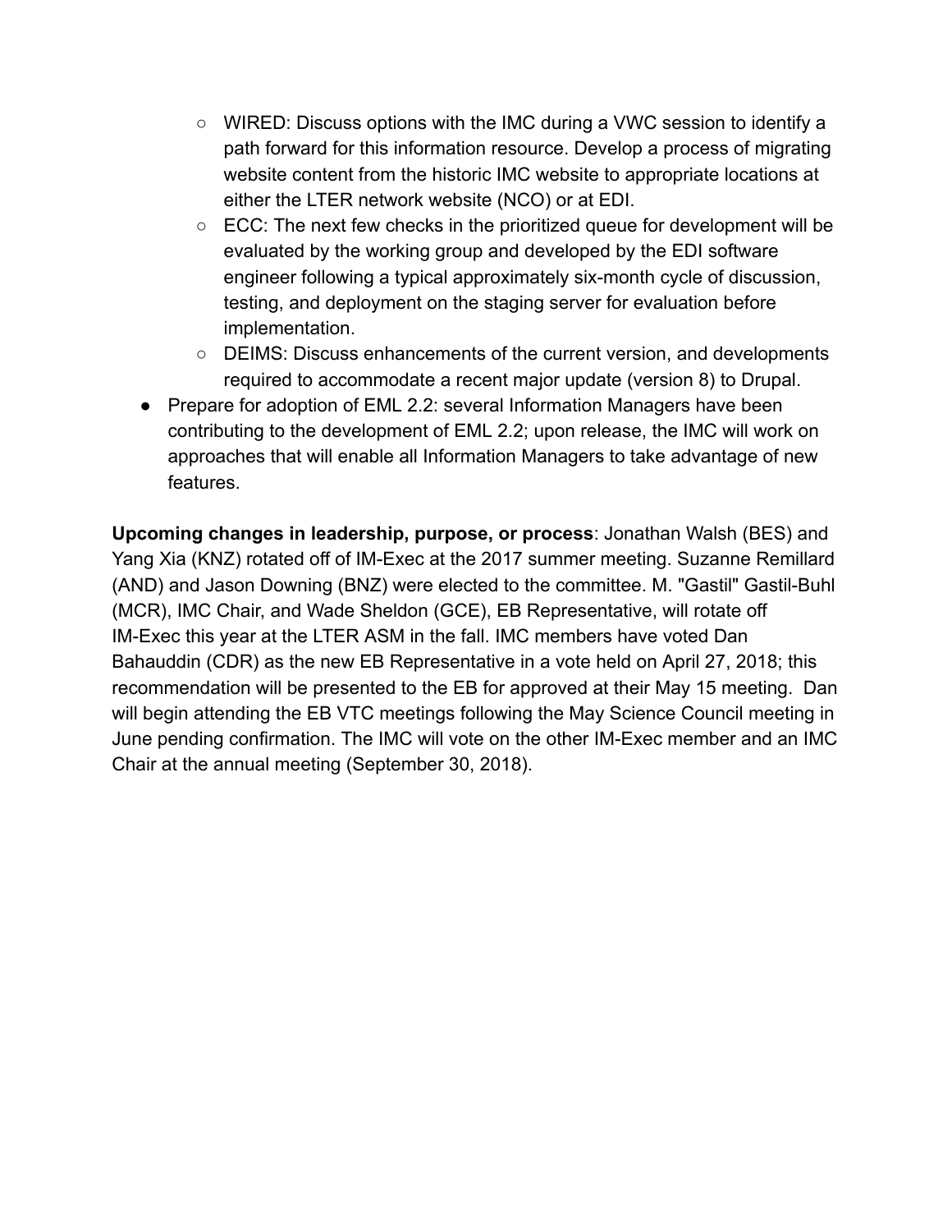- WIRED: Discuss options with the IMC during a VWC session to identify a path forward for this information resource. Develop a process of migrating website content from the historic IMC website to appropriate locations at either the LTER network website (NCO) or at EDI.
    - ECC: The next few checks in the prioritized queue for development will be evaluated by the working group and developed by the EDI software engineer following a typical approximately six-month cycle of discussion, testing, and deployment on the staging server for evaluation before implementation.
    - DEIMS: Discuss enhancements of the current version, and developments required to accommodate a recent major update (version 8) to Drupal.
- Prepare for adoption of EML 2.2: several Information Managers have been contributing to the development of EML 2.2; upon release, the IMC will work on approaches that will enable all Information Managers to take advantage of new features.

**Upcoming changes in leadership, purpose, or process**: Jonathan Walsh (BES) and Yang Xia (KNZ) rotated off of IM-Exec at the 2017 summer meeting. Suzanne Remillard (AND) and Jason Downing (BNZ) were elected to the committee. M. "Gastil" Gastil-Buhl (MCR), IMC Chair, and Wade Sheldon (GCE), EB Representative, will rotate off IM-Exec this year at the LTER ASM in the fall. IMC members have voted Dan Bahauddin (CDR) as the new EB Representative in a vote held on April 27, 2018; this recommendation will be presented to the EB for approved at their May 15 meeting. Dan will begin attending the EB VTC meetings following the May Science Council meeting in June pending confirmation. The IMC will vote on the other IM-Exec member and an IMC Chair at the annual meeting (September 30, 2018).